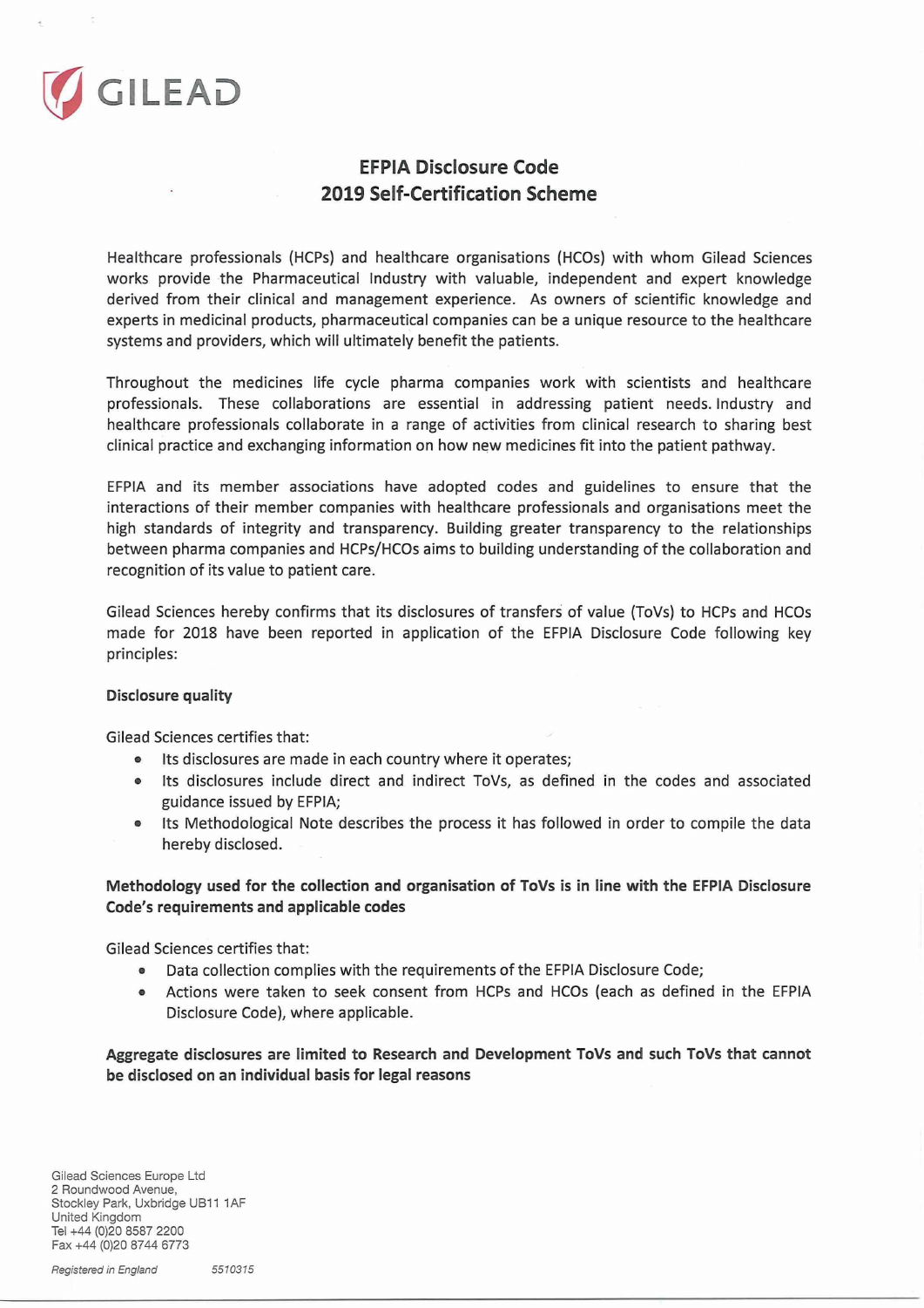GILEAD

## EFPIA Disclosure Code
## 2019 Self-Certification Scheme

Healthcare professionals (HCPs) and healthcare organisations (HCOs) with whom Gilead Sciences works provide the Pharmaceutical Industry with valuable, independent and expert knowledge derived from their clinical and management experience. As owners of scientific knowledge and experts in medicinal products, pharmaceutical companies can be a unique resource to the healthcare systems and providers, which will ultimately benefit the patients.

Throughout the medicines life cycle pharma companies work with scientists and healthcare professionals. These collaborations are essential in addressing patient needs. Industry and healthcare professionals collaborate in a range of activities from clinical research to sharing best clinical practice and exchanging information on how new medicines fit into the patient pathway.

EFPIA and its member associations have adopted codes and guidelines to ensure that the interactions of their member companies with healthcare professionals and organisations meet the high standards of integrity and transparency. Building greater transparency to the relationships between pharma companies and HCPs/HCOs aims to building understanding of the collaboration and recognition of its value to patient care.

Gilead Sciences hereby confirms that its disclosures of transfers of value (ToVs) to HCPs and HCOs made for 2018 have been reported in application of the EFPIA Disclosure Code following key principles:

**Disclosure quality**

Gilead Sciences certifies that:

- Its disclosures are made in each country where it operates;
- Its disclosures include direct and indirect ToVs, as defined in the codes and associated guidance issued by EFPIA;
- Its Methodological Note describes the process it has followed in order to compile the data hereby disclosed.

**Methodology used for the collection and organisation of ToVs is in line with the EFPIA Disclosure Code's requirements and applicable codes**

Gilead Sciences certifies that:

- Data collection complies with the requirements of the EFPIA Disclosure Code;
- Actions were taken to seek consent from HCPs and HCOs (each as defined in the EFPIA Disclosure Code), where applicable.

**Aggregate disclosures are limited to Research and Development ToVs and such ToVs that cannot be disclosed on an individual basis for legal reasons**

Gilead Sciences Europe Ltd
2 Roundwood Avenue,
Stockley Park, Uxbridge UB11 1AF
United Kingdom
Tel +44 (0)20 8587 2200
Fax +44 (0)20 8744 6773

*Registered in England* *5510315*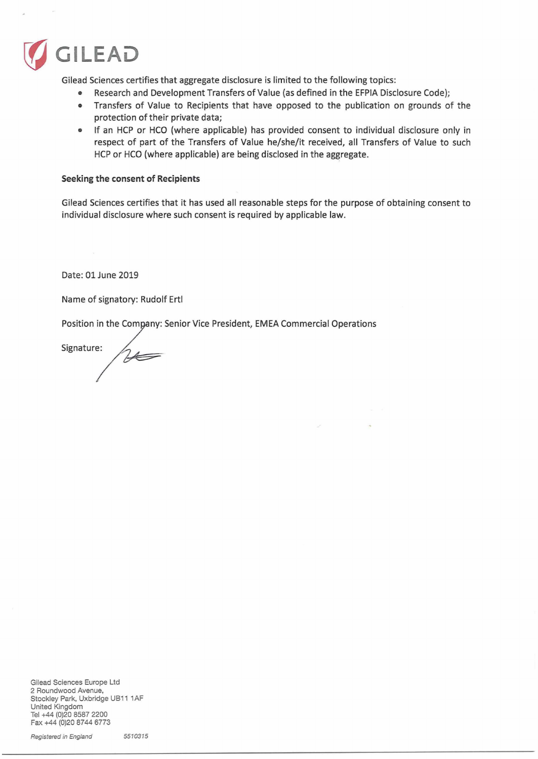GILEAD

Gilead Sciences certifies that aggregate disclosure is limited to the following topics:

- Research and Development Transfers of Value (as defined in the EFPIA Disclosure Code);
- Transfers of Value to Recipients that have opposed to the publication on grounds of the protection of their private data;
- If an HCP or HCO (where applicable) has provided consent to individual disclosure only in respect of part of the Transfers of Value he/she/it received, all Transfers of Value to such HCP or HCO (where applicable) are being disclosed in the aggregate.

**Seeking the consent of Recipients**

Gilead Sciences certifies that it has used all reasonable steps for the purpose of obtaining consent to individual disclosure where such consent is required by applicable law.

Date: 01 June 2019

Name of signatory: Rudolf Ertl

Position in the Company: Senior Vice President, EMEA Commercial Operations

Signature:

Gilead Sciences Europe Ltd
2 Roundwood Avenue,
Stockley Park, Uxbridge UB11 1AF
United Kingdom
Tel +44 (0)20 8587 2200
Fax +44 (0)20 8744 6773

*Registered in England* 5510315